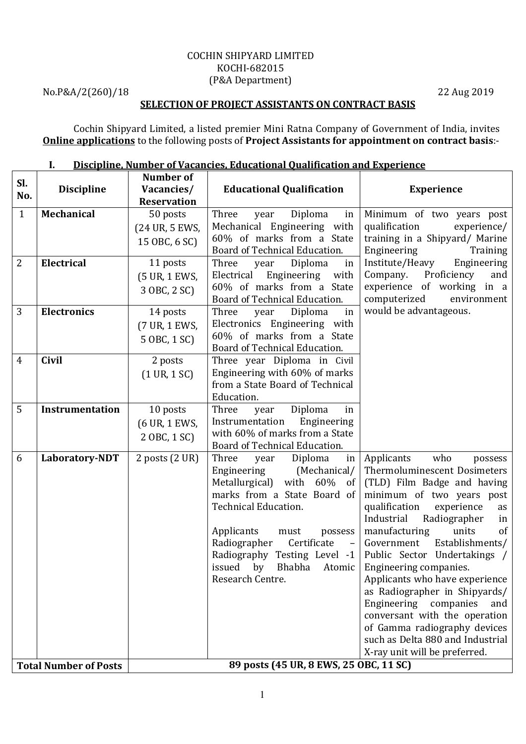COCHIN SHIPYARD LIMITED
KOCHI-682015
(P&A Department)

No.P&A/2(260)/18 — 22 Aug 2019

**SELECTION OF PROJECT ASSISTANTS ON CONTRACT BASIS**

Cochin Shipyard Limited, a listed premier Mini Ratna Company of Government of India, invites **Online applications** to the following posts of **Project Assistants for appointment on contract basis**:-

## I. Discipline, Number of Vacancies, Educational Qualification and Experience

| Sl. No. | Discipline | Number of Vacancies/ Reservation | Educational Qualification | Experience |
|---|---|---|---|---|
| 1 | **Mechanical** | 50 posts (24 UR, 5 EWS, 15 OBC, 6 SC) | Three year Diploma in Mechanical Engineering with 60% of marks from a State Board of Technical Education. | Minimum of two years post qualification experience/ training in a Shipyard/ Marine Engineering Training Institute/Heavy Engineering Company. Proficiency and experience of working in a computerized environment would be advantageous. |
| 2 | **Electrical** | 11 posts (5 UR, 1 EWS, 3 OBC, 2 SC) | Three year Diploma in Electrical Engineering with 60% of marks from a State Board of Technical Education. | |
| 3 | **Electronics** | 14 posts (7 UR, 1 EWS, 5 OBC, 1 SC) | Three year Diploma in Electronics Engineering with 60% of marks from a State Board of Technical Education. | |
| 4 | **Civil** | 2 posts (1 UR, 1 SC) | Three year Diploma in Civil Engineering with 60% of marks from a State Board of Technical Education. | |
| 5 | **Instrumentation** | 10 posts (6 UR, 1 EWS, 2 OBC, 1 SC) | Three year Diploma in Instrumentation Engineering with 60% of marks from a State Board of Technical Education. | |
| 6 | **Laboratory-NDT** | 2 posts (2 UR) | Three year Diploma in Engineering (Mechanical/ Metallurgical) with 60% of marks from a State Board of Technical Education.<br><br>Applicants must possess Radiographer Certificate – Radiography Testing Level -1 issued by Bhabha Atomic Research Centre. | Applicants who possess Thermoluminescent Dosimeters (TLD) Film Badge and having minimum of two years post qualification experience as Industrial Radiographer in manufacturing units of Government Establishments/ Public Sector Undertakings / Engineering companies.<br>Applicants who have experience as Radiographer in Shipyards/ Engineering companies and conversant with the operation of Gamma radiography devices such as Delta 880 and Industrial X-ray unit will be preferred. |
| **Total Number of Posts** | | **89 posts (45 UR, 8 EWS, 25 OBC, 11 SC)** | | |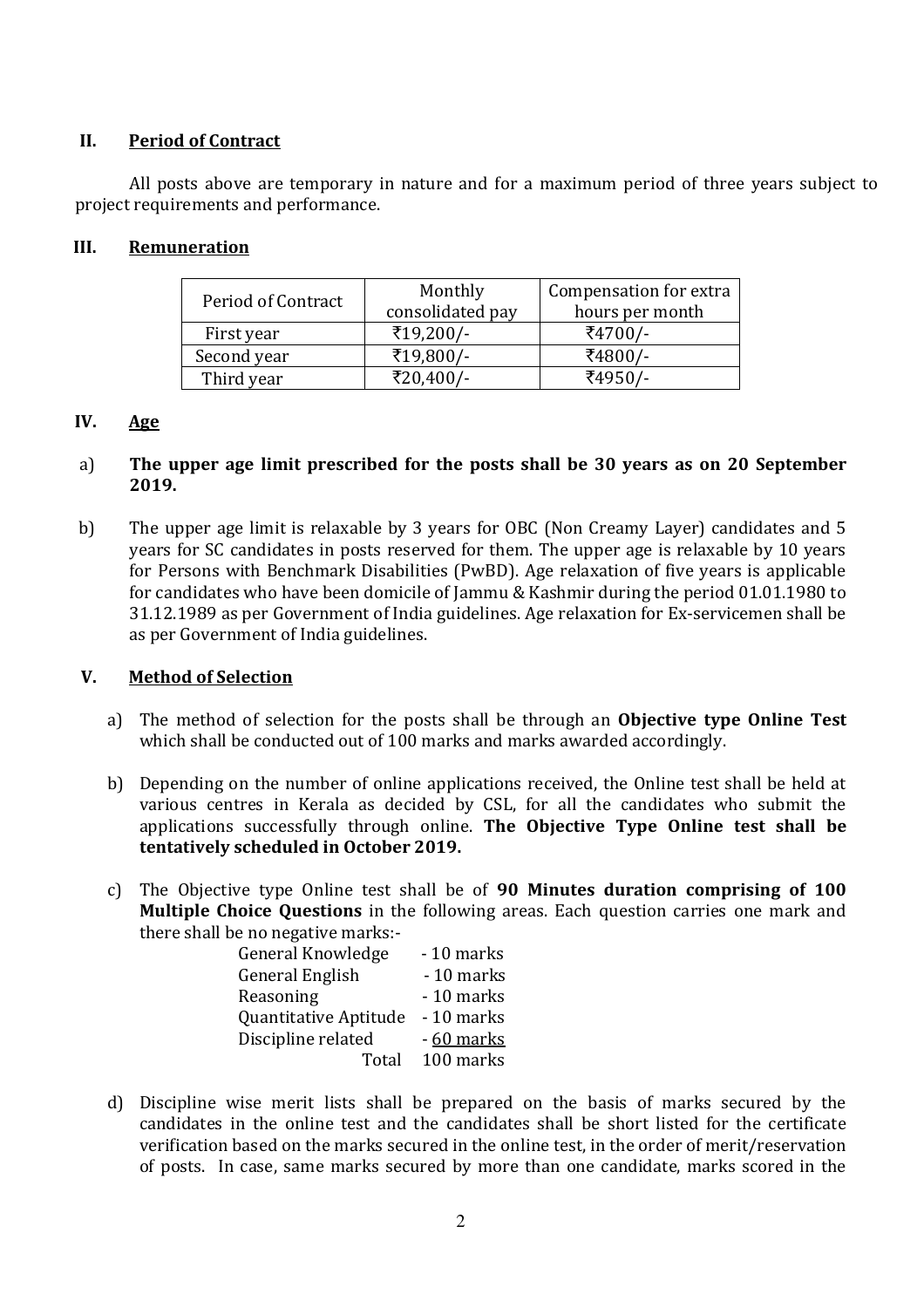## II. Period of Contract

All posts above are temporary in nature and for a maximum period of three years subject to project requirements and performance.

## III. Remuneration

| Period of Contract | Monthly consolidated pay | Compensation for extra hours per month |
|---|---|---|
| First year | ₹19,200/- | ₹4700/- |
| Second year | ₹19,800/- | ₹4800/- |
| Third year | ₹20,400/- | ₹4950/- |

## IV. Age

a) **The upper age limit prescribed for the posts shall be 30 years as on 20 September 2019.**

b) The upper age limit is relaxable by 3 years for OBC (Non Creamy Layer) candidates and 5 years for SC candidates in posts reserved for them. The upper age is relaxable by 10 years for Persons with Benchmark Disabilities (PwBD). Age relaxation of five years is applicable for candidates who have been domicile of Jammu & Kashmir during the period 01.01.1980 to 31.12.1989 as per Government of India guidelines. Age relaxation for Ex-servicemen shall be as per Government of India guidelines.

## V. Method of Selection

a) The method of selection for the posts shall be through an **Objective type Online Test** which shall be conducted out of 100 marks and marks awarded accordingly.

b) Depending on the number of online applications received, the Online test shall be held at various centres in Kerala as decided by CSL, for all the candidates who submit the applications successfully through online. **The Objective Type Online test shall be tentatively scheduled in October 2019.**

c) The Objective type Online test shall be of **90 Minutes duration comprising of 100 Multiple Choice Questions** in the following areas. Each question carries one mark and there shall be no negative marks:-

| | |
|---|---|
| General Knowledge | - 10 marks |
| General English | - 10 marks |
| Reasoning | - 10 marks |
| Quantitative Aptitude | - 10 marks |
| Discipline related | - 60 marks |
| Total | 100 marks |

d) Discipline wise merit lists shall be prepared on the basis of marks secured by the candidates in the online test and the candidates shall be short listed for the certificate verification based on the marks secured in the online test, in the order of merit/reservation of posts. In case, same marks secured by more than one candidate, marks scored in the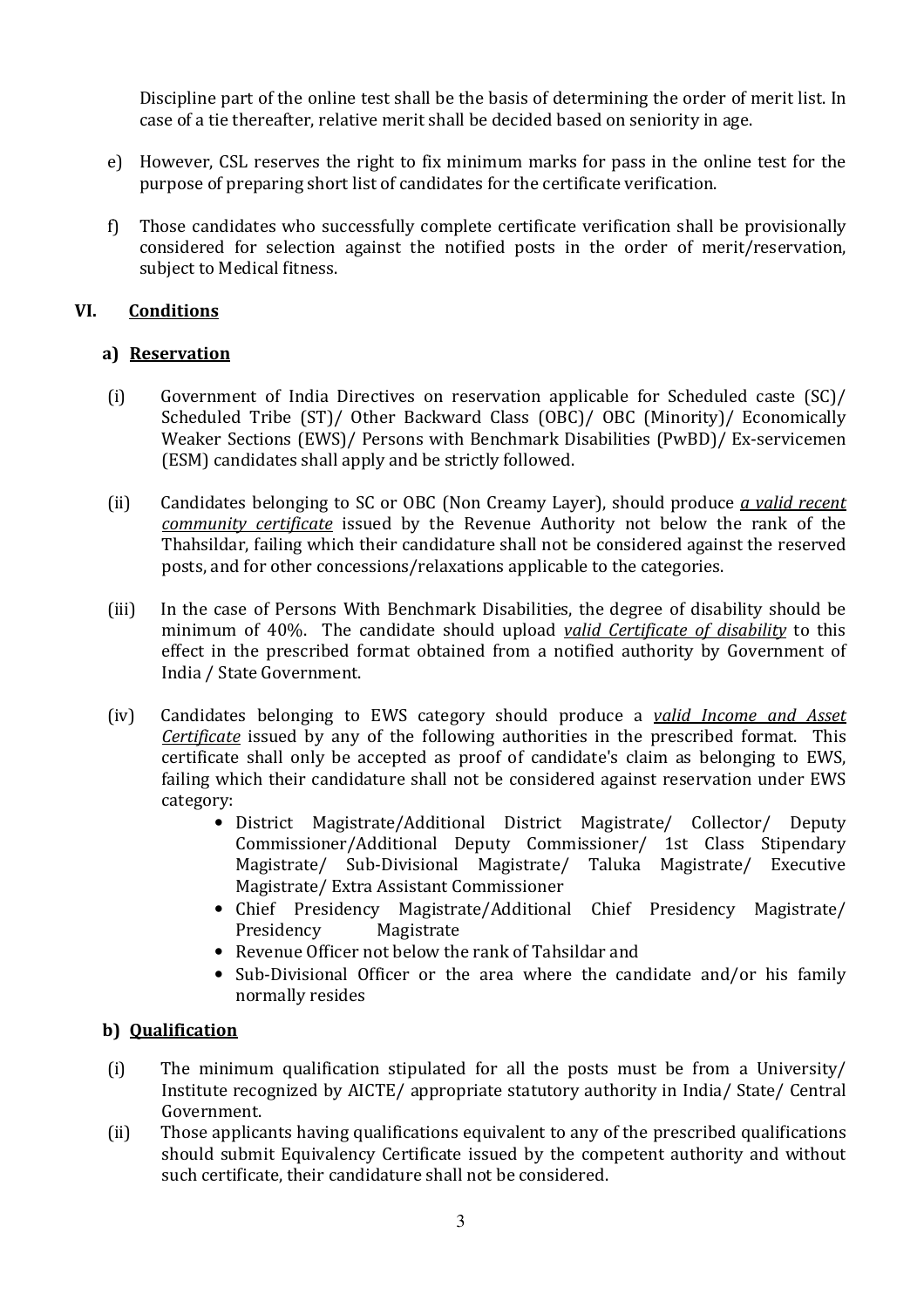Discipline part of the online test shall be the basis of determining the order of merit list. In case of a tie thereafter, relative merit shall be decided based on seniority in age.

e) However, CSL reserves the right to fix minimum marks for pass in the online test for the purpose of preparing short list of candidates for the certificate verification.

f) Those candidates who successfully complete certificate verification shall be provisionally considered for selection against the notified posts in the order of merit/reservation, subject to Medical fitness.

## VI. Conditions

### a) Reservation

(i) Government of India Directives on reservation applicable for Scheduled caste (SC)/ Scheduled Tribe (ST)/ Other Backward Class (OBC)/ OBC (Minority)/ Economically Weaker Sections (EWS)/ Persons with Benchmark Disabilities (PwBD)/ Ex-servicemen (ESM) candidates shall apply and be strictly followed.

(ii) Candidates belonging to SC or OBC (Non Creamy Layer), should produce ***a valid recent community certificate*** issued by the Revenue Authority not below the rank of the Thahsildar, failing which their candidature shall not be considered against the reserved posts, and for other concessions/relaxations applicable to the categories.

(iii) In the case of Persons With Benchmark Disabilities, the degree of disability should be minimum of 40%. The candidate should upload ***valid Certificate of disability*** to this effect in the prescribed format obtained from a notified authority by Government of India / State Government.

(iv) Candidates belonging to EWS category should produce a ***valid Income and Asset Certificate*** issued by any of the following authorities in the prescribed format. This certificate shall only be accepted as proof of candidate's claim as belonging to EWS, failing which their candidature shall not be considered against reservation under EWS category:

- District Magistrate/Additional District Magistrate/ Collector/ Deputy Commissioner/Additional Deputy Commissioner/ 1st Class Stipendary Magistrate/ Sub-Divisional Magistrate/ Taluka Magistrate/ Executive Magistrate/ Extra Assistant Commissioner
- Chief Presidency Magistrate/Additional Chief Presidency Magistrate/ Presidency Magistrate
- Revenue Officer not below the rank of Tahsildar and
- Sub-Divisional Officer or the area where the candidate and/or his family normally resides

### b) Qualification

(i) The minimum qualification stipulated for all the posts must be from a University/ Institute recognized by AICTE/ appropriate statutory authority in India/ State/ Central Government.

(ii) Those applicants having qualifications equivalent to any of the prescribed qualifications should submit Equivalency Certificate issued by the competent authority and without such certificate, their candidature shall not be considered.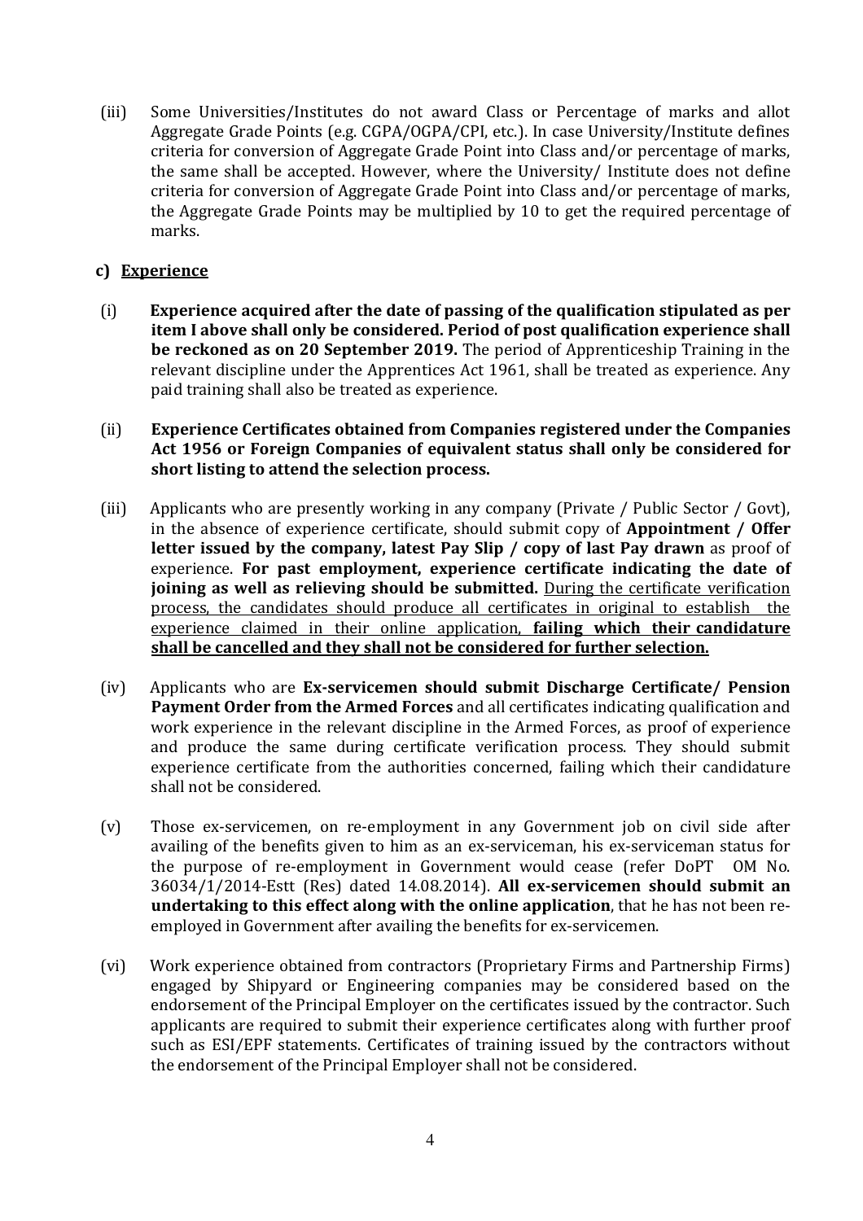(iii) Some Universities/Institutes do not award Class or Percentage of marks and allot Aggregate Grade Points (e.g. CGPA/OGPA/CPI, etc.). In case University/Institute defines criteria for conversion of Aggregate Grade Point into Class and/or percentage of marks, the same shall be accepted. However, where the University/ Institute does not define criteria for conversion of Aggregate Grade Point into Class and/or percentage of marks, the Aggregate Grade Points may be multiplied by 10 to get the required percentage of marks.

**c) <u>Experience</u>**

(i) **Experience acquired after the date of passing of the qualification stipulated as per item I above shall only be considered. Period of post qualification experience shall be reckoned as on 20 September 2019.** The period of Apprenticeship Training in the relevant discipline under the Apprentices Act 1961, shall be treated as experience. Any paid training shall also be treated as experience.

(ii) **Experience Certificates obtained from Companies registered under the Companies Act 1956 or Foreign Companies of equivalent status shall only be considered for short listing to attend the selection process.**

(iii) Applicants who are presently working in any company (Private / Public Sector / Govt), in the absence of experience certificate, should submit copy of **Appointment / Offer letter issued by the company, latest Pay Slip / copy of last Pay drawn** as proof of experience. **For past employment, experience certificate indicating the date of joining as well as relieving should be submitted.** <u>During the certificate verification process, the candidates should produce all certificates in original to establish the experience claimed in their online application, **failing which their candidature shall be cancelled and they shall not be considered for further selection.**</u>

(iv) Applicants who are **Ex-servicemen should submit Discharge Certificate/ Pension Payment Order from the Armed Forces** and all certificates indicating qualification and work experience in the relevant discipline in the Armed Forces, as proof of experience and produce the same during certificate verification process. They should submit experience certificate from the authorities concerned, failing which their candidature shall not be considered.

(v) Those ex-servicemen, on re-employment in any Government job on civil side after availing of the benefits given to him as an ex-serviceman, his ex-serviceman status for the purpose of re-employment in Government would cease (refer DoPT OM No. 36034/1/2014-Estt (Res) dated 14.08.2014). **All ex-servicemen should submit an undertaking to this effect along with the online application**, that he has not been re-employed in Government after availing the benefits for ex-servicemen.

(vi) Work experience obtained from contractors (Proprietary Firms and Partnership Firms) engaged by Shipyard or Engineering companies may be considered based on the endorsement of the Principal Employer on the certificates issued by the contractor. Such applicants are required to submit their experience certificates along with further proof such as ESI/EPF statements. Certificates of training issued by the contractors without the endorsement of the Principal Employer shall not be considered.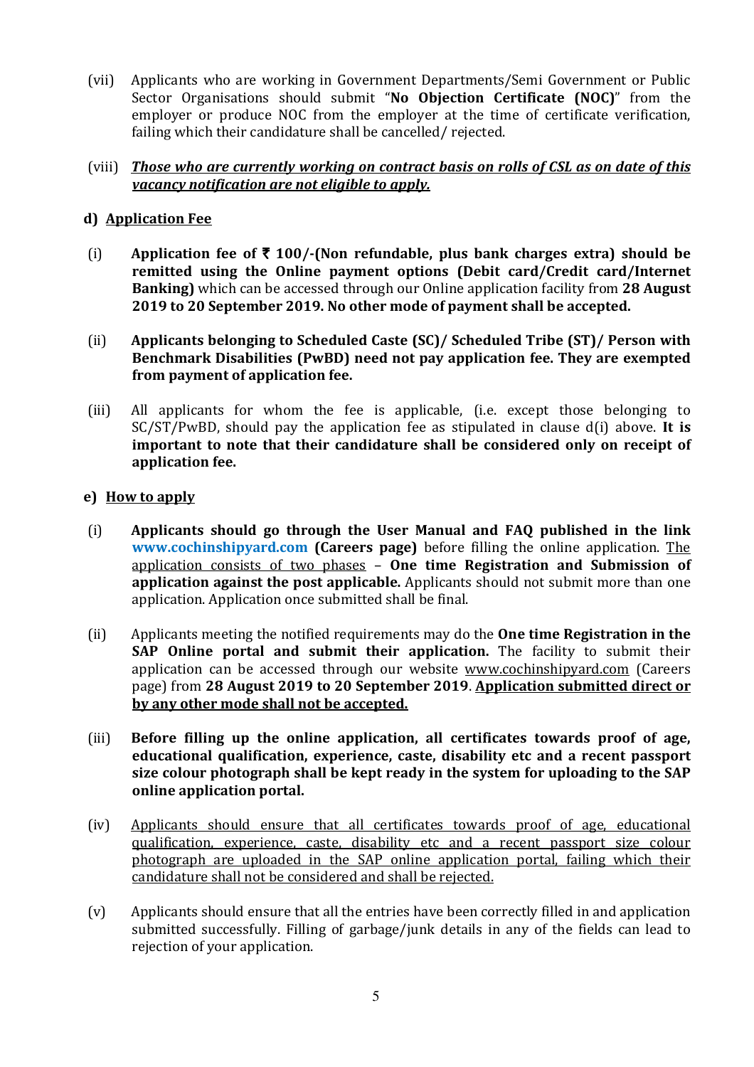(vii) Applicants who are working in Government Departments/Semi Government or Public Sector Organisations should submit "**No Objection Certificate (NOC)**" from the employer or produce NOC from the employer at the time of certificate verification, failing which their candidature shall be cancelled/ rejected.

(viii) <u>***Those who are currently working on contract basis on rolls of CSL as on date of this vacancy notification are not eligible to apply.***</u>

**d) <u>Application Fee</u>**

(i) **Application fee of ₹ 100/-(Non refundable, plus bank charges extra) should be remitted using the Online payment options (Debit card/Credit card/Internet Banking)** which can be accessed through our Online application facility from **28 August 2019 to 20 September 2019. No other mode of payment shall be accepted.**

(ii) **Applicants belonging to Scheduled Caste (SC)/ Scheduled Tribe (ST)/ Person with Benchmark Disabilities (PwBD) need not pay application fee. They are exempted from payment of application fee.**

(iii) All applicants for whom the fee is applicable, (i.e. except those belonging to SC/ST/PwBD, should pay the application fee as stipulated in clause d(i) above. **It is important to note that their candidature shall be considered only on receipt of application fee.**

**e) <u>How to apply</u>**

(i) **Applicants should go through the User Manual and FAQ published in the link www.cochinshipyard.com (Careers page)** before filling the online application. <u>The application consists of two phases</u> – **One time Registration and Submission of application against the post applicable.** Applicants should not submit more than one application. Application once submitted shall be final.

(ii) Applicants meeting the notified requirements may do the **One time Registration in the SAP Online portal and submit their application.** The facility to submit their application can be accessed through our website <u>www.cochinshipyard.com</u> (Careers page) from **28 August 2019 to 20 September 2019**. **<u>Application submitted direct or by any other mode shall not be accepted.</u>**

(iii) **Before filling up the online application, all certificates towards proof of age, educational qualification, experience, caste, disability etc and a recent passport size colour photograph shall be kept ready in the system for uploading to the SAP online application portal.**

(iv) <u>Applicants should ensure that all certificates towards proof of age, educational qualification, experience, caste, disability etc and a recent passport size colour photograph are uploaded in the SAP online application portal, failing which their candidature shall not be considered and shall be rejected.</u>

(v) Applicants should ensure that all the entries have been correctly filled in and application submitted successfully. Filling of garbage/junk details in any of the fields can lead to rejection of your application.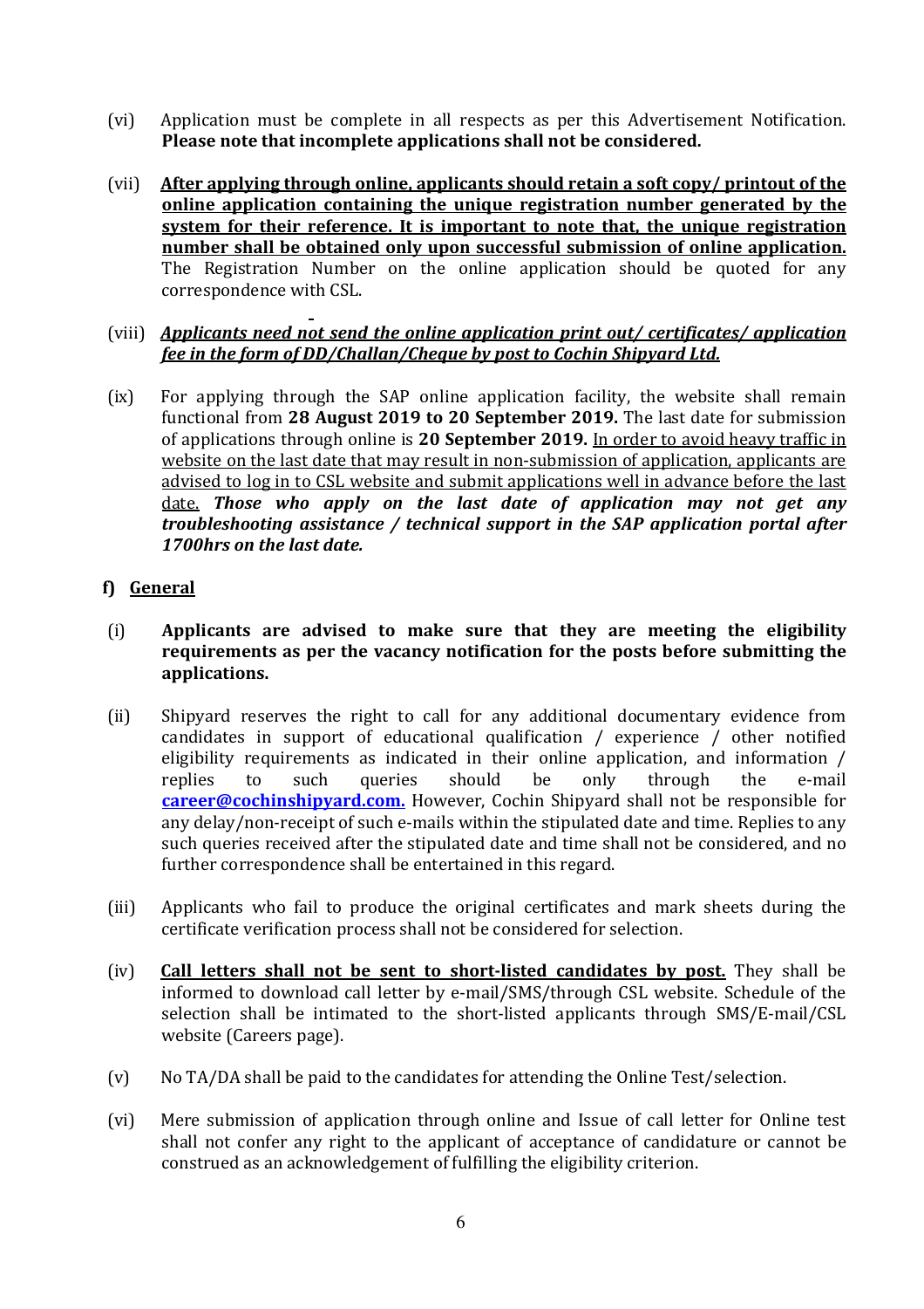(vi) Application must be complete in all respects as per this Advertisement Notification. **Please note that incomplete applications shall not be considered.**

(vii) **After applying through online, applicants should retain a soft copy/ printout of the online application containing the unique registration number generated by the system for their reference. It is important to note that, the unique registration number shall be obtained only upon successful submission of online application.** The Registration Number on the online application should be quoted for any correspondence with CSL.

(viii) ***Applicants need not send the online application print out/ certificates/ application fee in the form of DD/Challan/Cheque by post to Cochin Shipyard Ltd.***

(ix) For applying through the SAP online application facility, the website shall remain functional from **28 August 2019 to 20 September 2019.** The last date for submission of applications through online is **20 September 2019.** In order to avoid heavy traffic in website on the last date that may result in non-submission of application, applicants are advised to log in to CSL website and submit applications well in advance before the last date. ***Those who apply on the last date of application may not get any troubleshooting assistance / technical support in the SAP application portal after 1700hrs on the last date.***

**f) General**

(i) **Applicants are advised to make sure that they are meeting the eligibility requirements as per the vacancy notification for the posts before submitting the applications.**

(ii) Shipyard reserves the right to call for any additional documentary evidence from candidates in support of educational qualification / experience / other notified eligibility requirements as indicated in their online application, and information / replies to such queries should be only through the e-mail **career@cochinshipyard.com.** However, Cochin Shipyard shall not be responsible for any delay/non-receipt of such e-mails within the stipulated date and time. Replies to any such queries received after the stipulated date and time shall not be considered, and no further correspondence shall be entertained in this regard.

(iii) Applicants who fail to produce the original certificates and mark sheets during the certificate verification process shall not be considered for selection.

(iv) **Call letters shall not be sent to short-listed candidates by post.** They shall be informed to download call letter by e-mail/SMS/through CSL website. Schedule of the selection shall be intimated to the short-listed applicants through SMS/E-mail/CSL website (Careers page).

(v) No TA/DA shall be paid to the candidates for attending the Online Test/selection.

(vi) Mere submission of application through online and Issue of call letter for Online test shall not confer any right to the applicant of acceptance of candidature or cannot be construed as an acknowledgement of fulfilling the eligibility criterion.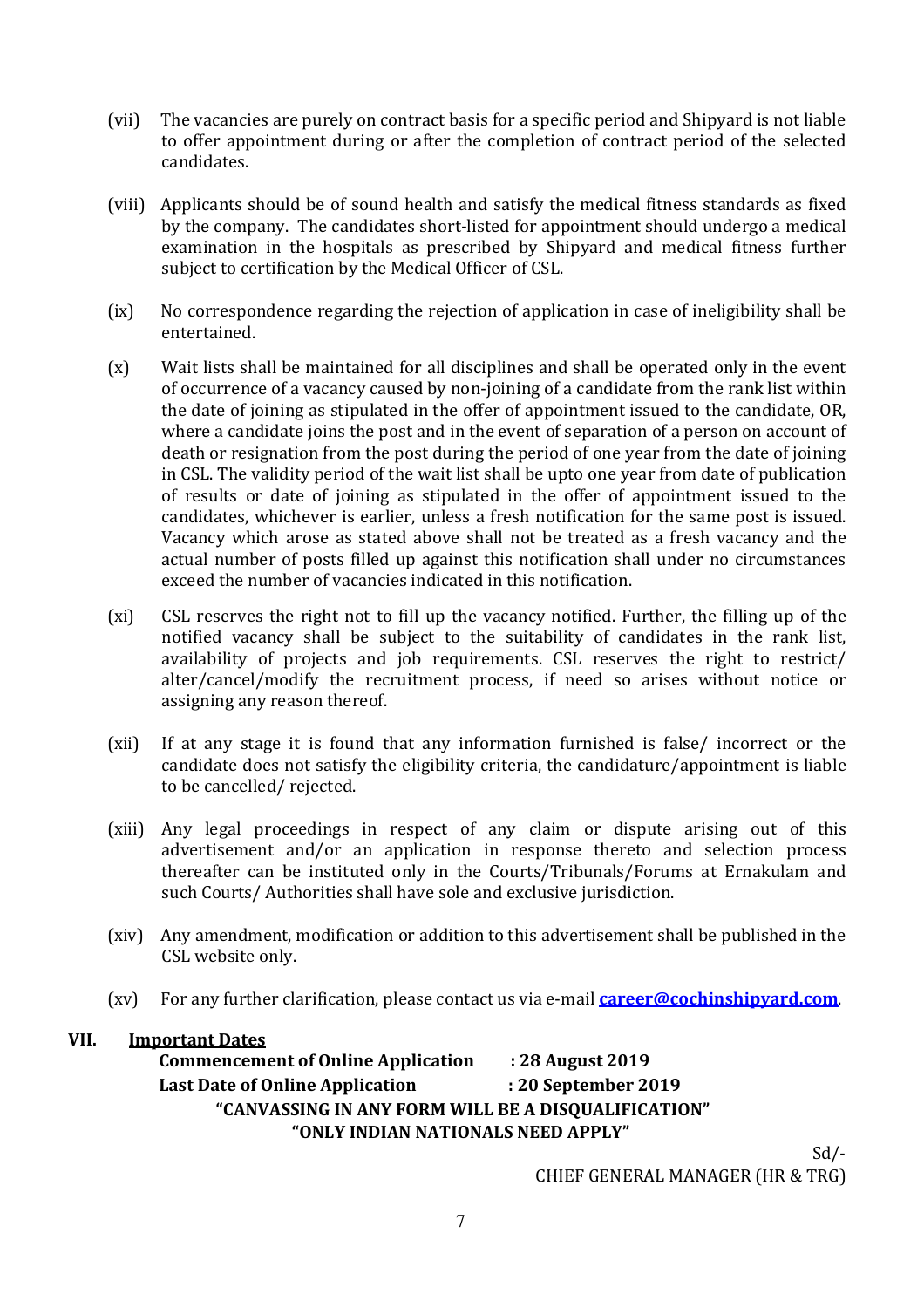(vii) The vacancies are purely on contract basis for a specific period and Shipyard is not liable to offer appointment during or after the completion of contract period of the selected candidates.

(viii) Applicants should be of sound health and satisfy the medical fitness standards as fixed by the company. The candidates short-listed for appointment should undergo a medical examination in the hospitals as prescribed by Shipyard and medical fitness further subject to certification by the Medical Officer of CSL.

(ix) No correspondence regarding the rejection of application in case of ineligibility shall be entertained.

(x) Wait lists shall be maintained for all disciplines and shall be operated only in the event of occurrence of a vacancy caused by non-joining of a candidate from the rank list within the date of joining as stipulated in the offer of appointment issued to the candidate, OR, where a candidate joins the post and in the event of separation of a person on account of death or resignation from the post during the period of one year from the date of joining in CSL. The validity period of the wait list shall be upto one year from date of publication of results or date of joining as stipulated in the offer of appointment issued to the candidates, whichever is earlier, unless a fresh notification for the same post is issued. Vacancy which arose as stated above shall not be treated as a fresh vacancy and the actual number of posts filled up against this notification shall under no circumstances exceed the number of vacancies indicated in this notification.

(xi) CSL reserves the right not to fill up the vacancy notified. Further, the filling up of the notified vacancy shall be subject to the suitability of candidates in the rank list, availability of projects and job requirements. CSL reserves the right to restrict/ alter/cancel/modify the recruitment process, if need so arises without notice or assigning any reason thereof.

(xii) If at any stage it is found that any information furnished is false/ incorrect or the candidate does not satisfy the eligibility criteria, the candidature/appointment is liable to be cancelled/ rejected.

(xiii) Any legal proceedings in respect of any claim or dispute arising out of this advertisement and/or an application in response thereto and selection process thereafter can be instituted only in the Courts/Tribunals/Forums at Ernakulam and such Courts/ Authorities shall have sole and exclusive jurisdiction.

(xiv) Any amendment, modification or addition to this advertisement shall be published in the CSL website only.

(xv) For any further clarification, please contact us via e-mail **career@cochinshipyard.com**.

## VII. Important Dates

**Commencement of Online Application : 28 August 2019**

**Last Date of Online Application : 20 September 2019**

**"CANVASSING IN ANY FORM WILL BE A DISQUALIFICATION"**

**"ONLY INDIAN NATIONALS NEED APPLY"**

Sd/-

CHIEF GENERAL MANAGER (HR & TRG)